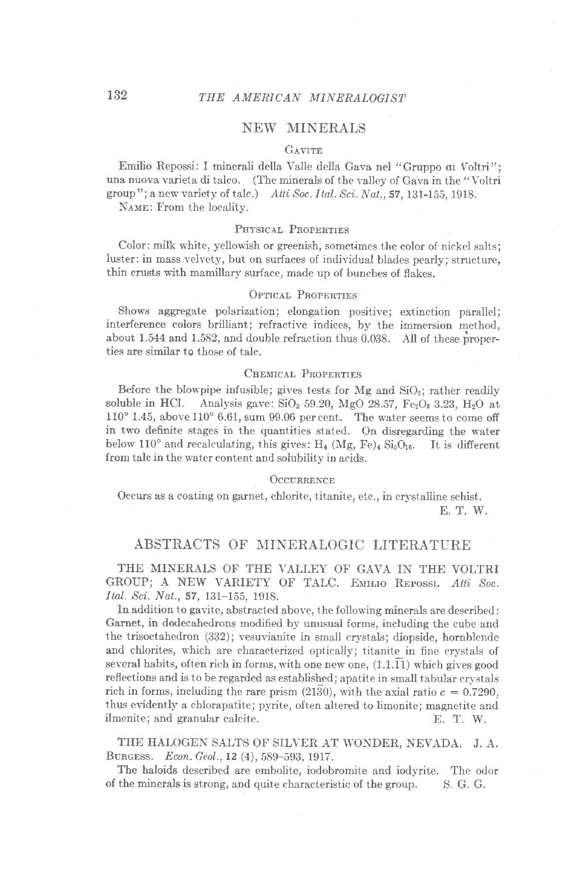## NEW MINERALS

### Gavite

Emilio Repossi: I minerali della Valle della Gava nel "Gruppo di Voltri"; una nuova varieta di talco. (The minerals of the valley of Gava in the "Voltri group"; a new variety of talc.) *Atti Soc. Ital. Sci. Nat.*, **57**, 131-155, 1918.

Name: From the locality.

#### Physical Properties

Color: milk white, yellowish or greenish, sometimes the color of nickel salts; luster: in mass velvety, but on surfaces of individual blades pearly; structure, thin crusts with mamillary surface, made up of bunches of flakes.

#### Optical Properties

Shows aggregate polarization; elongation positive; extinction parallel; interference colors brilliant; refractive indices, by the immersion method, about 1.544 and 1.582, and double refraction thus 0.038. All of these properties are similar to those of talc.

#### Chemical Properties

Before the blowpipe infusible; gives tests for Mg and $SiO_2$; rather readily soluble in HCl. Analysis gave: $SiO_2$ 59.20, MgO 28.57, $Fe_2O_3$ 3.23, $H_2O$ at 110° 1.45, above 110° 6.61, sum 99.06 per cent. The water seems to come off in two definite stages in the quantities stated. On disregarding the water below 110° and recalculating, this gives: $H_4$ (Mg, Fe)$_4$ $Si_5O_{16}$. It is different from talc in the water content and solubility in acids.

#### Occurrence

Occurs as a coating on garnet, chlorite, titanite, etc., in crystalline schist.

E. T. W.

## ABSTRACTS OF MINERALOGIC LITERATURE

THE MINERALS OF THE VALLEY OF GAVA IN THE VOLTRI GROUP; A NEW VARIETY OF TALC. Emilio Repossi. *Atti Soc. Ital. Sci. Nat.*, **57**, 131-155, 1918.

In addition to gavite, abstracted above, the following minerals are described: Garnet, in dodecahedrons modified by unusual forms, including the cube and the trisoctahedron (332); vesuvianite in small crystals; diopside, hornblende and chlorites, which are characterized optically; titanite in fine crystals of several habits, often rich in forms, with one new one, $(1.1.\overline{11})$ which gives good reflections and is to be regarded as established; apatite in small tabular crystals rich in forms, including the rare prism $(21\overline{3}0)$, with the axial ratio $c = 0.7290$, thus evidently a chlorapatite; pyrite, often altered to limonite; magnetite and ilmenite; and granular calcite.

E. T. W.

THE HALOGEN SALTS OF SILVER AT WONDER, NEVADA. J. A. Burgess. *Econ. Geol.*, **12** (4), 589-593, 1917.

The haloids described are embolite, iodobromite and iodyrite. The odor of the minerals is strong, and quite characteristic of the group.

S. G. G.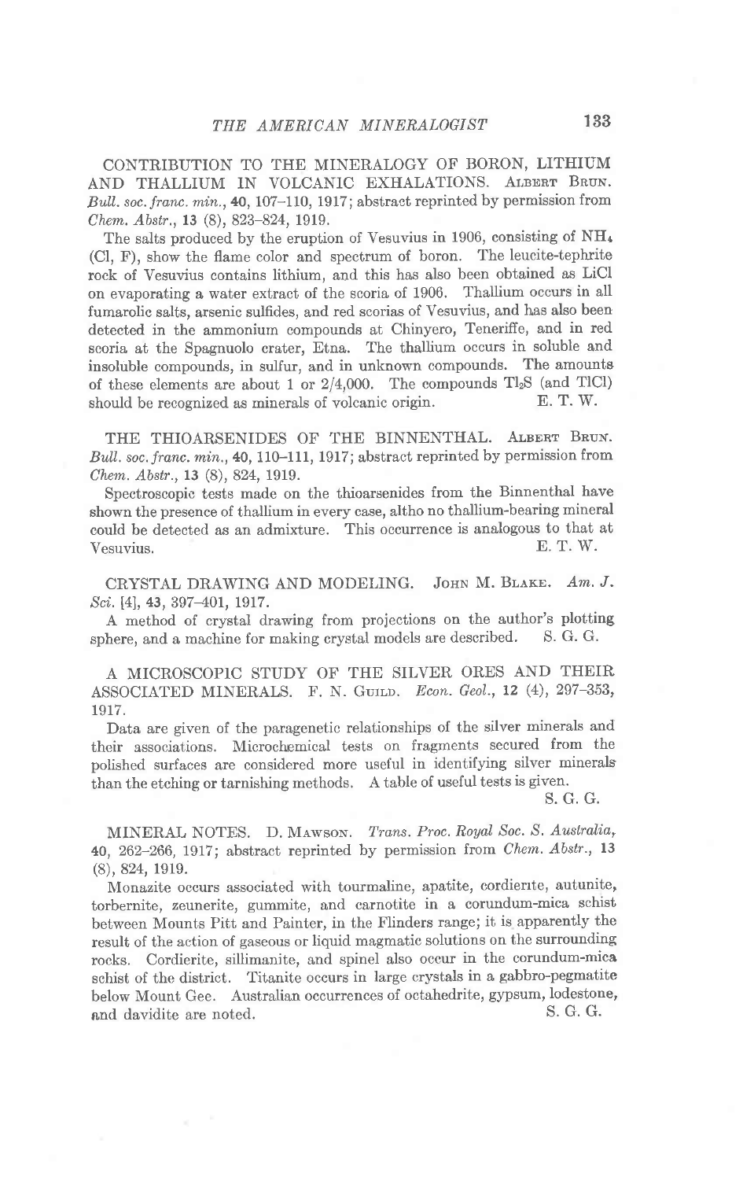CONTRIBUTION TO THE MINERALOGY OF BORON, LITHIUM AND THALLIUM IN VOLCANIC EXHALATIONS. ALBERT BRUN. *Bull. soc. franc. min.*, **40**, 107–110, 1917; abstract reprinted by permission from *Chem. Abstr.*, **13** (8), 823–824, 1919.

The salts produced by the eruption of Vesuvius in 1906, consisting of $NH_4$ (Cl, F), show the flame color and spectrum of boron. The leucite-tephrite rock of Vesuvius contains lithium, and this has also been obtained as LiCl on evaporating a water extract of the scoria of 1906. Thallium occurs in all fumarolic salts, arsenic sulfides, and red scorias of Vesuvius, and has also been detected in the ammonium compounds at Chinyero, Teneriffe, and in red scoria at the Spagnuolo crater, Etna. The thallium occurs in soluble and insoluble compounds, in sulfur, and in unknown compounds. The amounts of these elements are about 1 or 2/4,000. The compounds $Tl_2S$ (and TlCl) should be recognized as minerals of volcanic origin. E. T. W.

THE THIOARSENIDES OF THE BINNENTHAL. ALBERT BRUN. *Bull. soc. franc. min.*, **40**, 110–111, 1917; abstract reprinted by permission from *Chem. Abstr.*, **13** (8), 824, 1919.

Spectroscopic tests made on the thioarsenides from the Binnenthal have shown the presence of thallium in every case, altho no thallium-bearing mineral could be detected as an admixture. This occurrence is analogous to that at Vesuvius. E. T. W.

CRYSTAL DRAWING AND MODELING. JOHN M. BLAKE. *Am. J. Sci.* [4], **43**, 397–401, 1917.

A method of crystal drawing from projections on the author's plotting sphere, and a machine for making crystal models are described. S. G. G.

A MICROSCOPIC STUDY OF THE SILVER ORES AND THEIR ASSOCIATED MINERALS. F. N. GUILD. *Econ. Geol.*, **12** (4), 297–353, 1917.

Data are given of the paragenetic relationships of the silver minerals and their associations. Microchemical tests on fragments secured from the polished surfaces are considered more useful in identifying silver minerals than the etching or tarnishing methods. A table of useful tests is given.
S. G. G.

MINERAL NOTES. D. MAWSON. *Trans. Proc. Royal Soc. S. Australia*, **40**, 262–266, 1917; abstract reprinted by permission from *Chem. Abstr.*, **13** (8), 824, 1919.

Monazite occurs associated with tourmaline, apatite, cordierite, autunite, torbernite, zeunerite, gummite, and carnotite in a corundum-mica schist between Mounts Pitt and Painter, in the Flinders range; it is apparently the result of the action of gaseous or liquid magmatic solutions on the surrounding rocks. Cordierite, sillimanite, and spinel also occur in the corundum-mica schist of the district. Titanite occurs in large crystals in a gabbro-pegmatite below Mount Gee. Australian occurrences of octahedrite, gypsum, lodestone, and davidite are noted. S. G. G.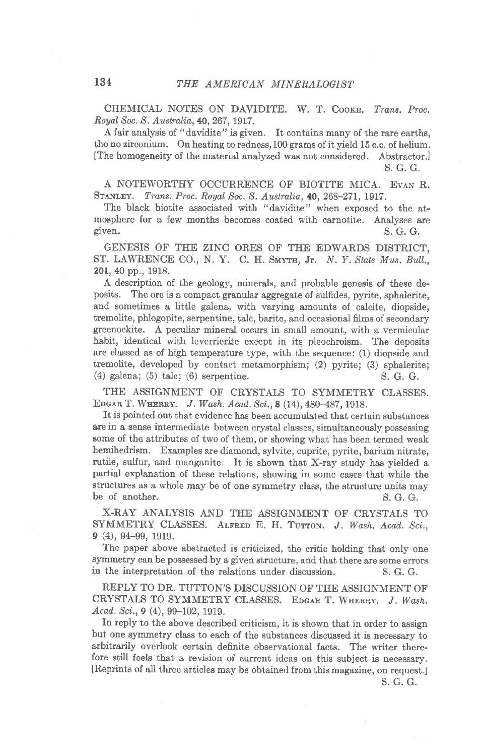CHEMICAL NOTES ON DAVIDITE. W. T. COOKE. *Trans. Proc. Royal Soc. S. Australia*, **40**, 267, 1917.

A fair analysis of "davidite" is given. It contains many of the rare earths, tho no zirconium. On heating to redness, 100 grams of it yield 15 c.c. of helium. [The homogeneity of the material analyzed was not considered. Abstractor.]

S. G. G.

A NOTEWORTHY OCCURRENCE OF BIOTITE MICA. EVAN R. STANLEY. *Trans. Proc. Royal Soc. S. Australia*, **40**, 268–271, 1917.

The black biotite associated with "davidite" when exposed to the atmosphere for a few months becomes coated with carnotite. Analyses are given.

S. G. G.

GENESIS OF THE ZINC ORES OF THE EDWARDS DISTRICT, ST. LAWRENCE CO., N. Y. C. H. SMYTH, Jr. *N. Y. State Mus. Bull.*, **201**, 40 pp., 1918.

A description of the geology, minerals, and probable genesis of these deposits. The ore is a compact granular aggregate of sulfides, pyrite, sphalerite, and sometimes a little galena, with varying amounts of calcite, diopside, tremolite, phlogopite, serpentine, talc, barite, and occasional films of secondary greenockite. A peculiar mineral occurs in small amount, with a vermicular habit, identical with leverrierite except in its pleochroism. The deposits are classed as of high temperature type, with the sequence: (1) diopside and tremolite, developed by contact metamorphism; (2) pyrite; (3) sphalerite; (4) galena; (5) talc; (6) serpentine.

S. G. G.

THE ASSIGNMENT OF CRYSTALS TO SYMMETRY CLASSES. EDGAR T. WHERRY. *J. Wash. Acad. Sci.*, **8** (14), 480–487, 1918.

It is pointed out that evidence has been accumulated that certain substances are in a sense intermediate between crystal classes, simultaneously possessing some of the attributes of two of them, or showing what has been termed weak hemihedrism. Examples are diamond, sylvite, cuprite, pyrite, barium nitrate, rutile, sulfur, and manganite. It is shown that X-ray study has yielded a partial explanation of these relations, showing in some cases that while the structures as a whole may be of one symmetry class, the structure units may be of another.

S. G. G.

X-RAY ANALYSIS AND THE ASSIGNMENT OF CRYSTALS TO SYMMETRY CLASSES. ALFRED E. H. TUTTON. *J. Wash. Acad. Sci.*, **9** (4), 94–99, 1919.

The paper above abstracted is criticized, the critic holding that only one symmetry can be possessed by a given structure, and that there are some errors in the interpretation of the relations under discussion.

S. G. G.

REPLY TO DR. TUTTON'S DISCUSSION OF THE ASSIGNMENT OF CRYSTALS TO SYMMETRY CLASSES. EDGAR T. WHERRY. *J. Wash. Acad. Sci.*, **9** (4), 99–102, 1919.

In reply to the above described criticism, it is shown that in order to assign but one symmetry class to each of the substances discussed it is necessary to arbitrarily overlook certain definite observational facts. The writer therefore still feels that a revision of current ideas on this subject is necessary. [Reprints of all three articles may be obtained from this magazine, on request.]

S. G. G.